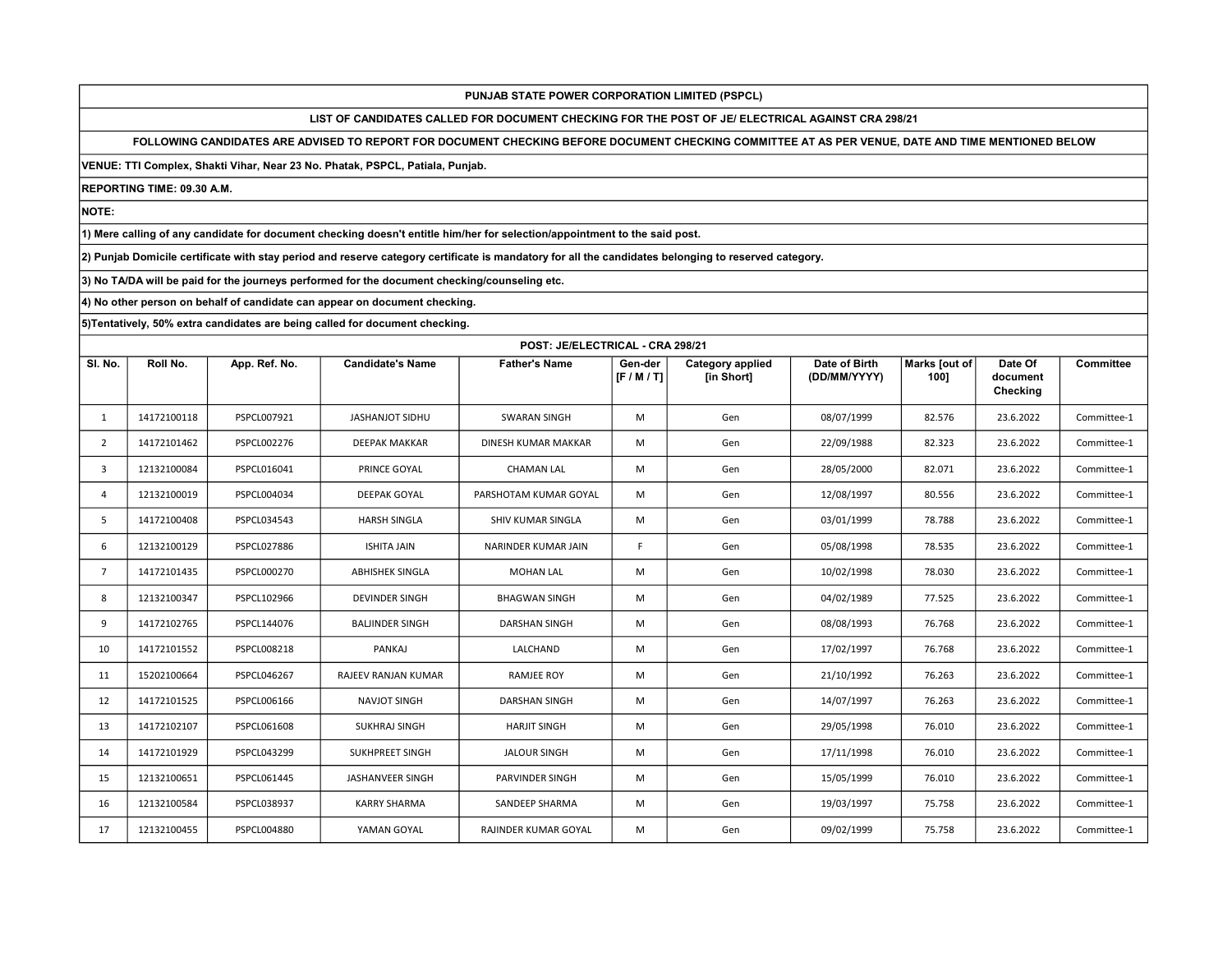# PUNJAB STATE POWER CORPORATION LIMITED (PSPCL)

## LIST OF CANDIDATES CALLED FOR DOCUMENT CHECKING FOR THE POST OF JE/ ELECTRICAL AGAINST CRA 298/21

**FOLLOWING CANDIDATES ARE ADVISED TO REPORT FOR DOCUMENT CHECKING BEFORE DOCUMENT CHECKING COMMITTEE AT AS PER VENUE, DATE AND TIME MENTIONED BELOW**

**VENUE: TTI Complex, Shakti Vihar, Near 23 No. Phatak, PSPCL, Patiala, Punjab.**

**REPORTING TIME: 09.30 A.M.**

**NOTE:**

**1) Mere calling of any candidate for document checking doesn't entitle him/her for selection/appointment to the said post.**

**2) Punjab Domicile certificate with stay period and reserve category certificate is mandatory for all the candidates belonging to reserved category.**

**3) No TA/DA will be paid for the journeys performed for the document checking/counseling etc.**

**4) No other person on behalf of candidate can appear on document checking.**

**5)Tentatively, 50% extra candidates are being called for document checking.**

**POST: JE/ELECTRICAL - CRA 298/21**

| Sl. No. | Roll No. | App. Ref. No. | Candidate's Name | Father's Name | Gen-der [F / M / T] | Category applied [in Short] | Date of Birth (DD/MM/YYYY) | Marks [out of 100] | Date Of document Checking | Committee |
|---|---|---|---|---|---|---|---|---|---|---|
| 1 | 14172100118 | PSPCL007921 | JASHANJOT SIDHU | SWARAN SINGH | M | Gen | 08/07/1999 | 82.576 | 23.6.2022 | Committee-1 |
| 2 | 14172101462 | PSPCL002276 | DEEPAK MAKKAR | DINESH KUMAR MAKKAR | M | Gen | 22/09/1988 | 82.323 | 23.6.2022 | Committee-1 |
| 3 | 12132100084 | PSPCL016041 | PRINCE GOYAL | CHAMAN LAL | M | Gen | 28/05/2000 | 82.071 | 23.6.2022 | Committee-1 |
| 4 | 12132100019 | PSPCL004034 | DEEPAK GOYAL | PARSHOTAM KUMAR GOYAL | M | Gen | 12/08/1997 | 80.556 | 23.6.2022 | Committee-1 |
| 5 | 14172100408 | PSPCL034543 | HARSH SINGLA | SHIV KUMAR SINGLA | M | Gen | 03/01/1999 | 78.788 | 23.6.2022 | Committee-1 |
| 6 | 12132100129 | PSPCL027886 | ISHITA JAIN | NARINDER KUMAR JAIN | F | Gen | 05/08/1998 | 78.535 | 23.6.2022 | Committee-1 |
| 7 | 14172101435 | PSPCL000270 | ABHISHEK SINGLA | MOHAN LAL | M | Gen | 10/02/1998 | 78.030 | 23.6.2022 | Committee-1 |
| 8 | 12132100347 | PSPCL102966 | DEVINDER SINGH | BHAGWAN SINGH | M | Gen | 04/02/1989 | 77.525 | 23.6.2022 | Committee-1 |
| 9 | 14172102765 | PSPCL144076 | BALJINDER SINGH | DARSHAN SINGH | M | Gen | 08/08/1993 | 76.768 | 23.6.2022 | Committee-1 |
| 10 | 14172101552 | PSPCL008218 | PANKAJ | LALCHAND | M | Gen | 17/02/1997 | 76.768 | 23.6.2022 | Committee-1 |
| 11 | 15202100664 | PSPCL046267 | RAJEEV RANJAN KUMAR | RAMJEE ROY | M | Gen | 21/10/1992 | 76.263 | 23.6.2022 | Committee-1 |
| 12 | 14172101525 | PSPCL006166 | NAVJOT SINGH | DARSHAN SINGH | M | Gen | 14/07/1997 | 76.263 | 23.6.2022 | Committee-1 |
| 13 | 14172102107 | PSPCL061608 | SUKHRAJ SINGH | HARJIT SINGH | M | Gen | 29/05/1998 | 76.010 | 23.6.2022 | Committee-1 |
| 14 | 14172101929 | PSPCL043299 | SUKHPREET SINGH | JALOUR SINGH | M | Gen | 17/11/1998 | 76.010 | 23.6.2022 | Committee-1 |
| 15 | 12132100651 | PSPCL061445 | JASHANVEER SINGH | PARVINDER SINGH | M | Gen | 15/05/1999 | 76.010 | 23.6.2022 | Committee-1 |
| 16 | 12132100584 | PSPCL038937 | KARRY SHARMA | SANDEEP SHARMA | M | Gen | 19/03/1997 | 75.758 | 23.6.2022 | Committee-1 |
| 17 | 12132100455 | PSPCL004880 | YAMAN GOYAL | RAJINDER KUMAR GOYAL | M | Gen | 09/02/1999 | 75.758 | 23.6.2022 | Committee-1 |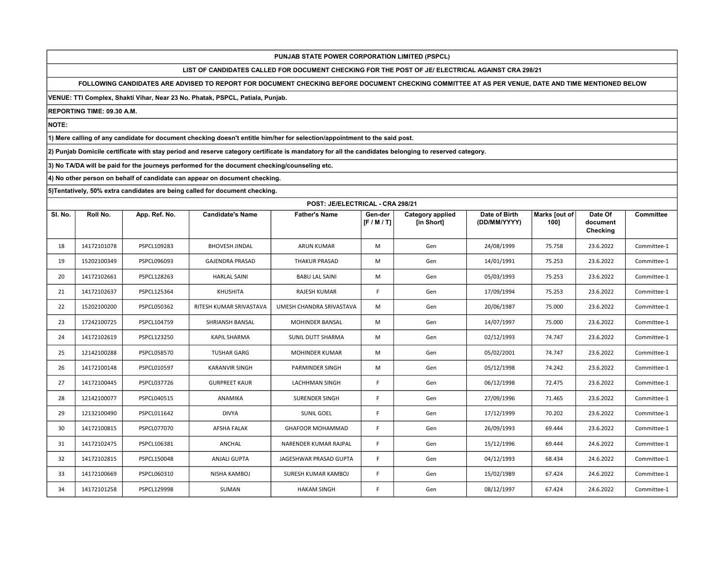**PUNJAB STATE POWER CORPORATION LIMITED (PSPCL)**

**LIST OF CANDIDATES CALLED FOR DOCUMENT CHECKING FOR THE POST OF JE/ ELECTRICAL AGAINST CRA 298/21**

**FOLLOWING CANDIDATES ARE ADVISED TO REPORT FOR DOCUMENT CHECKING BEFORE DOCUMENT CHECKING COMMITTEE AT AS PER VENUE, DATE AND TIME MENTIONED BELOW**

**VENUE: TTI Complex, Shakti Vihar, Near 23 No. Phatak, PSPCL, Patiala, Punjab.**

**REPORTING TIME: 09.30 A.M.**

**NOTE:**

**1) Mere calling of any candidate for document checking doesn't entitle him/her for selection/appointment to the said post.**

**2) Punjab Domicile certificate with stay period and reserve category certificate is mandatory for all the candidates belonging to reserved category.**

**3) No TA/DA will be paid for the journeys performed for the document checking/counseling etc.**

**4) No other person on behalf of candidate can appear on document checking.**

**5)Tentatively, 50% extra candidates are being called for document checking.**

**POST: JE/ELECTRICAL - CRA 298/21**

| Sl. No. | Roll No. | App. Ref. No. | Candidate's Name | Father's Name | Gen-der [F / M / T] | Category applied [in Short] | Date of Birth (DD/MM/YYYY) | Marks [out of 100] | Date Of document Checking | Committee |
|---|---|---|---|---|---|---|---|---|---|---|
| 18 | 14172101078 | PSPCL109283 | BHOVESH JINDAL | ARUN KUMAR | M | Gen | 24/08/1999 | 75.758 | 23.6.2022 | Committee-1 |
| 19 | 15202100349 | PSPCL096093 | GAJENDRA PRASAD | THAKUR PRASAD | M | Gen | 14/01/1991 | 75.253 | 23.6.2022 | Committee-1 |
| 20 | 14172102661 | PSPCL128263 | HARLAL SAINI | BABU LAL SAINI | M | Gen | 05/03/1993 | 75.253 | 23.6.2022 | Committee-1 |
| 21 | 14172102637 | PSPCL125364 | KHUSHITA | RAJESH KUMAR | F | Gen | 17/09/1994 | 75.253 | 23.6.2022 | Committee-1 |
| 22 | 15202100200 | PSPCL050362 | RITESH KUMAR SRIVASTAVA | UMESH CHANDRA SRIVASTAVA | M | Gen | 20/06/1987 | 75.000 | 23.6.2022 | Committee-1 |
| 23 | 17242100725 | PSPCL104759 | SHRIANSH BANSAL | MOHINDER BANSAL | M | Gen | 14/07/1997 | 75.000 | 23.6.2022 | Committee-1 |
| 24 | 14172102619 | PSPCL123250 | KAPIL SHARMA | SUNIL DUTT SHARMA | M | Gen | 02/12/1993 | 74.747 | 23.6.2022 | Committee-1 |
| 25 | 12142100288 | PSPCL058570 | TUSHAR GARG | MOHINDER KUMAR | M | Gen | 05/02/2001 | 74.747 | 23.6.2022 | Committee-1 |
| 26 | 14172100148 | PSPCL010597 | KARANVIR SINGH | PARMINDER SINGH | M | Gen | 05/12/1998 | 74.242 | 23.6.2022 | Committee-1 |
| 27 | 14172100445 | PSPCL037726 | GURPREET KAUR | LACHHMAN SINGH | F | Gen | 06/12/1998 | 72.475 | 23.6.2022 | Committee-1 |
| 28 | 12142100077 | PSPCL040515 | ANAMIKA | SURENDER SINGH | F | Gen | 27/09/1996 | 71.465 | 23.6.2022 | Committee-1 |
| 29 | 12132100490 | PSPCL011642 | DIVYA | SUNIL GOEL | F | Gen | 17/12/1999 | 70.202 | 23.6.2022 | Committee-1 |
| 30 | 14172100815 | PSPCL077070 | AFSHA FALAK | GHAFOOR MOHAMMAD | F | Gen | 26/09/1993 | 69.444 | 23.6.2022 | Committee-1 |
| 31 | 14172102475 | PSPCL106381 | ANCHAL | NARENDER KUMAR RAJPAL | F | Gen | 15/12/1996 | 69.444 | 24.6.2022 | Committee-1 |
| 32 | 14172102815 | PSPCL150048 | ANJALI GUPTA | JAGESHWAR PRASAD GUPTA | F | Gen | 04/12/1993 | 68.434 | 24.6.2022 | Committee-1 |
| 33 | 14172100669 | PSPCL060310 | NISHA KAMBOJ | SURESH KUMAR KAMBOJ | F | Gen | 15/02/1989 | 67.424 | 24.6.2022 | Committee-1 |
| 34 | 14172101258 | PSPCL129998 | SUMAN | HAKAM SINGH | F | Gen | 08/12/1997 | 67.424 | 24.6.2022 | Committee-1 |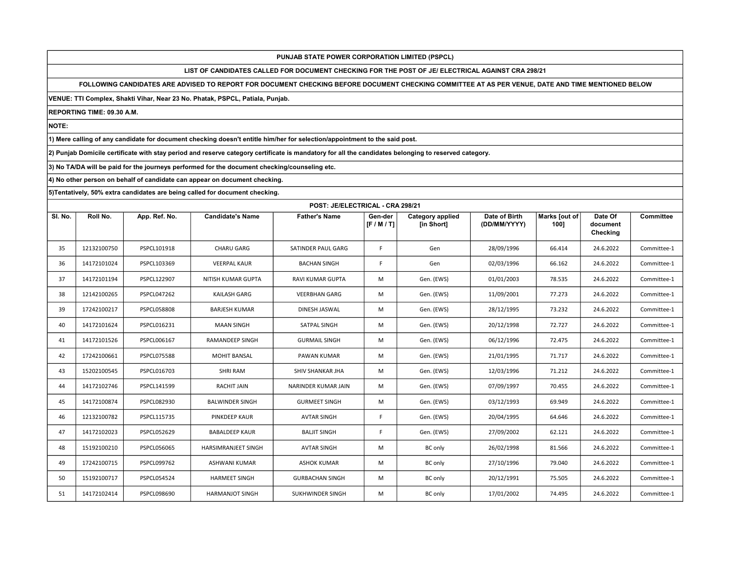**PUNJAB STATE POWER CORPORATION LIMITED (PSPCL)**

**LIST OF CANDIDATES CALLED FOR DOCUMENT CHECKING FOR THE POST OF JE/ ELECTRICAL AGAINST CRA 298/21**

**FOLLOWING CANDIDATES ARE ADVISED TO REPORT FOR DOCUMENT CHECKING BEFORE DOCUMENT CHECKING COMMITTEE AT AS PER VENUE, DATE AND TIME MENTIONED BELOW**

**VENUE: TTI Complex, Shakti Vihar, Near 23 No. Phatak, PSPCL, Patiala, Punjab.**

**REPORTING TIME: 09.30 A.M.**

**NOTE:**

**1) Mere calling of any candidate for document checking doesn't entitle him/her for selection/appointment to the said post.**

**2) Punjab Domicile certificate with stay period and reserve category certificate is mandatory for all the candidates belonging to reserved category.**

**3) No TA/DA will be paid for the journeys performed for the document checking/counseling etc.**

**4) No other person on behalf of candidate can appear on document checking.**

**5)Tentatively, 50% extra candidates are being called for document checking.**

**POST: JE/ELECTRICAL - CRA 298/21**

| Sl. No. | Roll No. | App. Ref. No. | Candidate's Name | Father's Name | Gen-der [F / M / T] | Category applied [in Short] | Date of Birth (DD/MM/YYYY) | Marks [out of 100] | Date Of document Checking | Committee |
|---|---|---|---|---|---|---|---|---|---|---|
| 35 | 12132100750 | PSPCL101918 | CHARU GARG | SATINDER PAUL GARG | F | Gen | 28/09/1996 | 66.414 | 24.6.2022 | Committee-1 |
| 36 | 14172101024 | PSPCL103369 | VEERPAL KAUR | BACHAN SINGH | F | Gen | 02/03/1996 | 66.162 | 24.6.2022 | Committee-1 |
| 37 | 14172101194 | PSPCL122907 | NITISH KUMAR GUPTA | RAVI KUMAR GUPTA | M | Gen. (EWS) | 01/01/2003 | 78.535 | 24.6.2022 | Committee-1 |
| 38 | 12142100265 | PSPCL047262 | KAILASH GARG | VEERBHAN GARG | M | Gen. (EWS) | 11/09/2001 | 77.273 | 24.6.2022 | Committee-1 |
| 39 | 17242100217 | PSPCL058808 | BARJESH KUMAR | DINESH JASWAL | M | Gen. (EWS) | 28/12/1995 | 73.232 | 24.6.2022 | Committee-1 |
| 40 | 14172101624 | PSPCL016231 | MAAN SINGH | SATPAL SINGH | M | Gen. (EWS) | 20/12/1998 | 72.727 | 24.6.2022 | Committee-1 |
| 41 | 14172101526 | PSPCL006167 | RAMANDEEP SINGH | GURMAIL SINGH | M | Gen. (EWS) | 06/12/1996 | 72.475 | 24.6.2022 | Committee-1 |
| 42 | 17242100661 | PSPCL075588 | MOHIT BANSAL | PAWAN KUMAR | M | Gen. (EWS) | 21/01/1995 | 71.717 | 24.6.2022 | Committee-1 |
| 43 | 15202100545 | PSPCL016703 | SHRI RAM | SHIV SHANKAR JHA | M | Gen. (EWS) | 12/03/1996 | 71.212 | 24.6.2022 | Committee-1 |
| 44 | 14172102746 | PSPCL141599 | RACHIT JAIN | NARINDER KUMAR JAIN | M | Gen. (EWS) | 07/09/1997 | 70.455 | 24.6.2022 | Committee-1 |
| 45 | 14172100874 | PSPCL082930 | BALWINDER SINGH | GURMEET SINGH | M | Gen. (EWS) | 03/12/1993 | 69.949 | 24.6.2022 | Committee-1 |
| 46 | 12132100782 | PSPCL115735 | PINKDEEP KAUR | AVTAR SINGH | F | Gen. (EWS) | 20/04/1995 | 64.646 | 24.6.2022 | Committee-1 |
| 47 | 14172102023 | PSPCL052629 | BABALDEEP KAUR | BALJIT SINGH | F | Gen. (EWS) | 27/09/2002 | 62.121 | 24.6.2022 | Committee-1 |
| 48 | 15192100210 | PSPCL056065 | HARSIMRANJEET SINGH | AVTAR SINGH | M | BC only | 26/02/1998 | 81.566 | 24.6.2022 | Committee-1 |
| 49 | 17242100715 | PSPCL099762 | ASHWANI KUMAR | ASHOK KUMAR | M | BC only | 27/10/1996 | 79.040 | 24.6.2022 | Committee-1 |
| 50 | 15192100717 | PSPCL054524 | HARMEET SINGH | GURBACHAN SINGH | M | BC only | 20/12/1991 | 75.505 | 24.6.2022 | Committee-1 |
| 51 | 14172102414 | PSPCL098690 | HARMANJOT SINGH | SUKHWINDER SINGH | M | BC only | 17/01/2002 | 74.495 | 24.6.2022 | Committee-1 |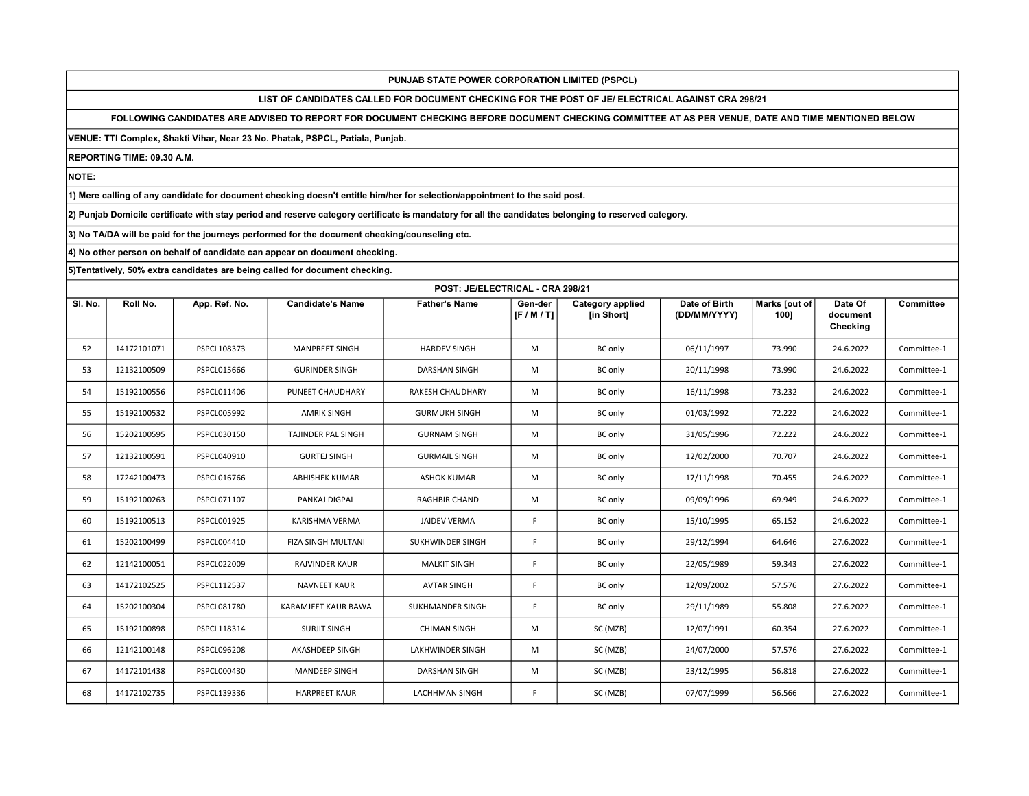**PUNJAB STATE POWER CORPORATION LIMITED (PSPCL)**

**LIST OF CANDIDATES CALLED FOR DOCUMENT CHECKING FOR THE POST OF JE/ ELECTRICAL AGAINST CRA 298/21**

**FOLLOWING CANDIDATES ARE ADVISED TO REPORT FOR DOCUMENT CHECKING BEFORE DOCUMENT CHECKING COMMITTEE AT AS PER VENUE, DATE AND TIME MENTIONED BELOW**

**VENUE: TTI Complex, Shakti Vihar, Near 23 No. Phatak, PSPCL, Patiala, Punjab.**

**REPORTING TIME: 09.30 A.M.**

**NOTE:**

**1) Mere calling of any candidate for document checking doesn't entitle him/her for selection/appointment to the said post.**

**2) Punjab Domicile certificate with stay period and reserve category certificate is mandatory for all the candidates belonging to reserved category.**

**3) No TA/DA will be paid for the journeys performed for the document checking/counseling etc.**

**4) No other person on behalf of candidate can appear on document checking.**

**5)Tentatively, 50% extra candidates are being called for document checking.**

**POST: JE/ELECTRICAL - CRA 298/21**

| Sl. No. | Roll No. | App. Ref. No. | Candidate's Name | Father's Name | Gen-der [F / M / T] | Category applied [in Short] | Date of Birth (DD/MM/YYYY) | Marks [out of 100] | Date Of document Checking | Committee |
|---|---|---|---|---|---|---|---|---|---|---|
| 52 | 14172101071 | PSPCL108373 | MANPREET SINGH | HARDEV SINGH | M | BC only | 06/11/1997 | 73.990 | 24.6.2022 | Committee-1 |
| 53 | 12132100509 | PSPCL015666 | GURINDER SINGH | DARSHAN SINGH | M | BC only | 20/11/1998 | 73.990 | 24.6.2022 | Committee-1 |
| 54 | 15192100556 | PSPCL011406 | PUNEET CHAUDHARY | RAKESH CHAUDHARY | M | BC only | 16/11/1998 | 73.232 | 24.6.2022 | Committee-1 |
| 55 | 15192100532 | PSPCL005992 | AMRIK SINGH | GURMUKH SINGH | M | BC only | 01/03/1992 | 72.222 | 24.6.2022 | Committee-1 |
| 56 | 15202100595 | PSPCL030150 | TAJINDER PAL SINGH | GURNAM SINGH | M | BC only | 31/05/1996 | 72.222 | 24.6.2022 | Committee-1 |
| 57 | 12132100591 | PSPCL040910 | GURTEJ SINGH | GURMAIL SINGH | M | BC only | 12/02/2000 | 70.707 | 24.6.2022 | Committee-1 |
| 58 | 17242100473 | PSPCL016766 | ABHISHEK KUMAR | ASHOK KUMAR | M | BC only | 17/11/1998 | 70.455 | 24.6.2022 | Committee-1 |
| 59 | 15192100263 | PSPCL071107 | PANKAJ DIGPAL | RAGHBIR CHAND | M | BC only | 09/09/1996 | 69.949 | 24.6.2022 | Committee-1 |
| 60 | 15192100513 | PSPCL001925 | KARISHMA VERMA | JAIDEV VERMA | F | BC only | 15/10/1995 | 65.152 | 24.6.2022 | Committee-1 |
| 61 | 15202100499 | PSPCL004410 | FIZA SINGH MULTANI | SUKHWINDER SINGH | F | BC only | 29/12/1994 | 64.646 | 27.6.2022 | Committee-1 |
| 62 | 12142100051 | PSPCL022009 | RAJVINDER KAUR | MALKIT SINGH | F | BC only | 22/05/1989 | 59.343 | 27.6.2022 | Committee-1 |
| 63 | 14172102525 | PSPCL112537 | NAVNEET KAUR | AVTAR SINGH | F | BC only | 12/09/2002 | 57.576 | 27.6.2022 | Committee-1 |
| 64 | 15202100304 | PSPCL081780 | KARAMJEET KAUR BAWA | SUKHMANDER SINGH | F | BC only | 29/11/1989 | 55.808 | 27.6.2022 | Committee-1 |
| 65 | 15192100898 | PSPCL118314 | SURJIT SINGH | CHIMAN SINGH | M | SC (MZB) | 12/07/1991 | 60.354 | 27.6.2022 | Committee-1 |
| 66 | 12142100148 | PSPCL096208 | AKASHDEEP SINGH | LAKHWINDER SINGH | M | SC (MZB) | 24/07/2000 | 57.576 | 27.6.2022 | Committee-1 |
| 67 | 14172101438 | PSPCL000430 | MANDEEP SINGH | DARSHAN SINGH | M | SC (MZB) | 23/12/1995 | 56.818 | 27.6.2022 | Committee-1 |
| 68 | 14172102735 | PSPCL139336 | HARPREET KAUR | LACHHMAN SINGH | F | SC (MZB) | 07/07/1999 | 56.566 | 27.6.2022 | Committee-1 |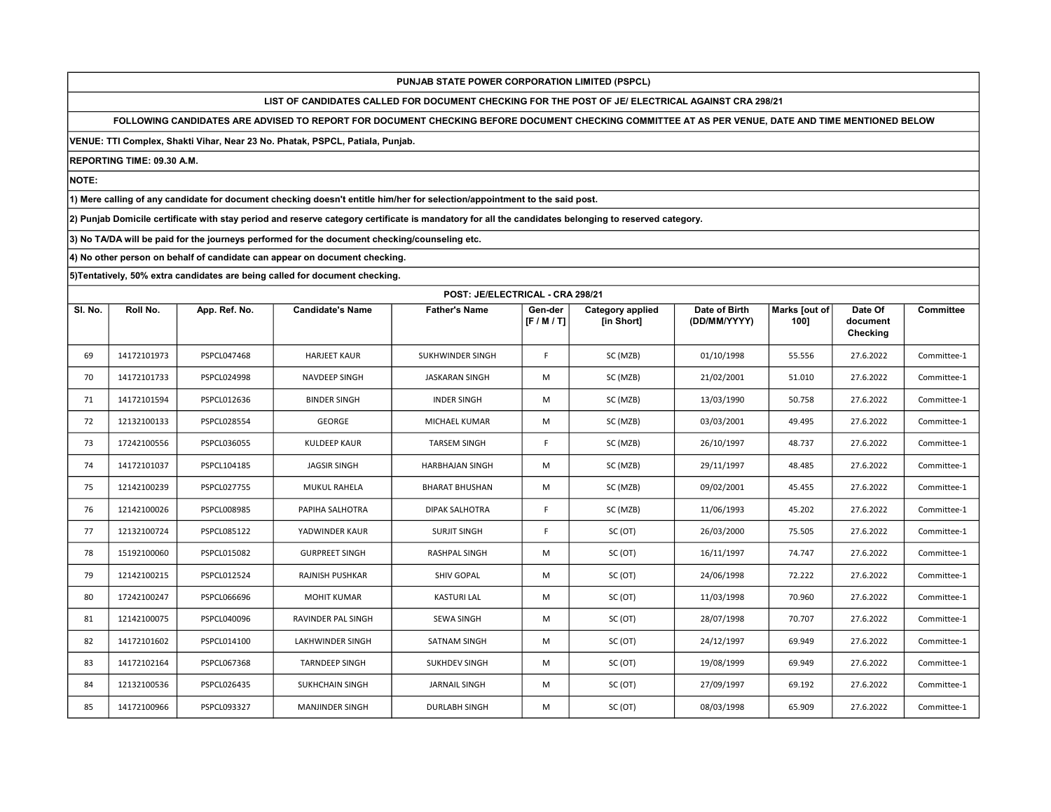**PUNJAB STATE POWER CORPORATION LIMITED (PSPCL)**

**LIST OF CANDIDATES CALLED FOR DOCUMENT CHECKING FOR THE POST OF JE/ ELECTRICAL AGAINST CRA 298/21**

**FOLLOWING CANDIDATES ARE ADVISED TO REPORT FOR DOCUMENT CHECKING BEFORE DOCUMENT CHECKING COMMITTEE AT AS PER VENUE, DATE AND TIME MENTIONED BELOW**

**VENUE: TTI Complex, Shakti Vihar, Near 23 No. Phatak, PSPCL, Patiala, Punjab.**

**REPORTING TIME: 09.30 A.M.**

**NOTE:**

**1) Mere calling of any candidate for document checking doesn't entitle him/her for selection/appointment to the said post.**

**2) Punjab Domicile certificate with stay period and reserve category certificate is mandatory for all the candidates belonging to reserved category.**

**3) No TA/DA will be paid for the journeys performed for the document checking/counseling etc.**

**4) No other person on behalf of candidate can appear on document checking.**

**5)Tentatively, 50% extra candidates are being called for document checking.**

**POST: JE/ELECTRICAL - CRA 298/21**

| Sl. No. | Roll No. | App. Ref. No. | Candidate's Name | Father's Name | Gen-der [F / M / T] | Category applied [in Short] | Date of Birth (DD/MM/YYYY) | Marks [out of 100] | Date Of document Checking | Committee |
|---|---|---|---|---|---|---|---|---|---|---|
| 69 | 14172101973 | PSPCL047468 | HARJEET KAUR | SUKHWINDER SINGH | F | SC (MZB) | 01/10/1998 | 55.556 | 27.6.2022 | Committee-1 |
| 70 | 14172101733 | PSPCL024998 | NAVDEEP SINGH | JASKARAN SINGH | M | SC (MZB) | 21/02/2001 | 51.010 | 27.6.2022 | Committee-1 |
| 71 | 14172101594 | PSPCL012636 | BINDER SINGH | INDER SINGH | M | SC (MZB) | 13/03/1990 | 50.758 | 27.6.2022 | Committee-1 |
| 72 | 12132100133 | PSPCL028554 | GEORGE | MICHAEL KUMAR | M | SC (MZB) | 03/03/2001 | 49.495 | 27.6.2022 | Committee-1 |
| 73 | 17242100556 | PSPCL036055 | KULDEEP KAUR | TARSEM SINGH | F | SC (MZB) | 26/10/1997 | 48.737 | 27.6.2022 | Committee-1 |
| 74 | 14172101037 | PSPCL104185 | JAGSIR SINGH | HARBHAJAN SINGH | M | SC (MZB) | 29/11/1997 | 48.485 | 27.6.2022 | Committee-1 |
| 75 | 12142100239 | PSPCL027755 | MUKUL RAHELA | BHARAT BHUSHAN | M | SC (MZB) | 09/02/2001 | 45.455 | 27.6.2022 | Committee-1 |
| 76 | 12142100026 | PSPCL008985 | PAPIHA SALHOTRA | DIPAK SALHOTRA | F | SC (MZB) | 11/06/1993 | 45.202 | 27.6.2022 | Committee-1 |
| 77 | 12132100724 | PSPCL085122 | YADWINDER KAUR | SURJIT SINGH | F | SC (OT) | 26/03/2000 | 75.505 | 27.6.2022 | Committee-1 |
| 78 | 15192100060 | PSPCL015082 | GURPREET SINGH | RASHPAL SINGH | M | SC (OT) | 16/11/1997 | 74.747 | 27.6.2022 | Committee-1 |
| 79 | 12142100215 | PSPCL012524 | RAJNISH PUSHKAR | SHIV GOPAL | M | SC (OT) | 24/06/1998 | 72.222 | 27.6.2022 | Committee-1 |
| 80 | 17242100247 | PSPCL066696 | MOHIT KUMAR | KASTURI LAL | M | SC (OT) | 11/03/1998 | 70.960 | 27.6.2022 | Committee-1 |
| 81 | 12142100075 | PSPCL040096 | RAVINDER PAL SINGH | SEWA SINGH | M | SC (OT) | 28/07/1998 | 70.707 | 27.6.2022 | Committee-1 |
| 82 | 14172101602 | PSPCL014100 | LAKHWINDER SINGH | SATNAM SINGH | M | SC (OT) | 24/12/1997 | 69.949 | 27.6.2022 | Committee-1 |
| 83 | 14172102164 | PSPCL067368 | TARNDEEP SINGH | SUKHDEV SINGH | M | SC (OT) | 19/08/1999 | 69.949 | 27.6.2022 | Committee-1 |
| 84 | 12132100536 | PSPCL026435 | SUKHCHAIN SINGH | JARNAIL SINGH | M | SC (OT) | 27/09/1997 | 69.192 | 27.6.2022 | Committee-1 |
| 85 | 14172100966 | PSPCL093327 | MANJINDER SINGH | DURLABH SINGH | M | SC (OT) | 08/03/1998 | 65.909 | 27.6.2022 | Committee-1 |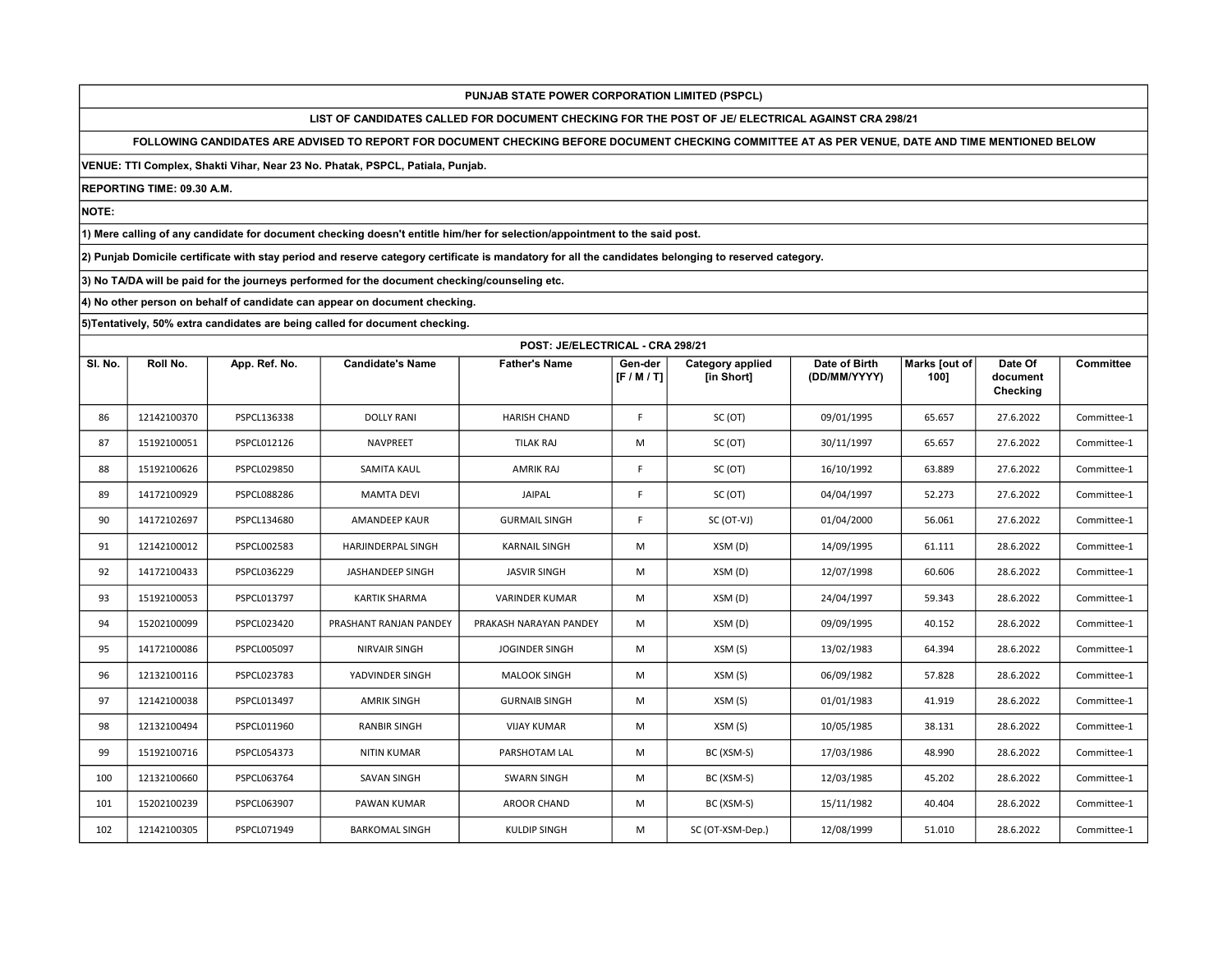**PUNJAB STATE POWER CORPORATION LIMITED (PSPCL)**

**LIST OF CANDIDATES CALLED FOR DOCUMENT CHECKING FOR THE POST OF JE/ ELECTRICAL AGAINST CRA 298/21**

**FOLLOWING CANDIDATES ARE ADVISED TO REPORT FOR DOCUMENT CHECKING BEFORE DOCUMENT CHECKING COMMITTEE AT AS PER VENUE, DATE AND TIME MENTIONED BELOW**

**VENUE: TTI Complex, Shakti Vihar, Near 23 No. Phatak, PSPCL, Patiala, Punjab.**

**REPORTING TIME: 09.30 A.M.**

**NOTE:**

**1) Mere calling of any candidate for document checking doesn't entitle him/her for selection/appointment to the said post.**

**2) Punjab Domicile certificate with stay period and reserve category certificate is mandatory for all the candidates belonging to reserved category.**

**3) No TA/DA will be paid for the journeys performed for the document checking/counseling etc.**

**4) No other person on behalf of candidate can appear on document checking.**

**5)Tentatively, 50% extra candidates are being called for document checking.**

**POST: JE/ELECTRICAL - CRA 298/21**

| Sl. No. | Roll No. | App. Ref. No. | Candidate's Name | Father's Name | Gen-der [F / M / T] | Category applied [in Short] | Date of Birth (DD/MM/YYYY) | Marks [out of 100] | Date Of document Checking | Committee |
|---|---|---|---|---|---|---|---|---|---|---|
| 86 | 12142100370 | PSPCL136338 | DOLLY RANI | HARISH CHAND | F | SC (OT) | 09/01/1995 | 65.657 | 27.6.2022 | Committee-1 |
| 87 | 15192100051 | PSPCL012126 | NAVPREET | TILAK RAJ | M | SC (OT) | 30/11/1997 | 65.657 | 27.6.2022 | Committee-1 |
| 88 | 15192100626 | PSPCL029850 | SAMITA KAUL | AMRIK RAJ | F | SC (OT) | 16/10/1992 | 63.889 | 27.6.2022 | Committee-1 |
| 89 | 14172100929 | PSPCL088286 | MAMTA DEVI | JAIPAL | F | SC (OT) | 04/04/1997 | 52.273 | 27.6.2022 | Committee-1 |
| 90 | 14172102697 | PSPCL134680 | AMANDEEP KAUR | GURMAIL SINGH | F | SC (OT-VJ) | 01/04/2000 | 56.061 | 27.6.2022 | Committee-1 |
| 91 | 12142100012 | PSPCL002583 | HARJINDERPAL SINGH | KARNAIL SINGH | M | XSM (D) | 14/09/1995 | 61.111 | 28.6.2022 | Committee-1 |
| 92 | 14172100433 | PSPCL036229 | JASHANDEEP SINGH | JASVIR SINGH | M | XSM (D) | 12/07/1998 | 60.606 | 28.6.2022 | Committee-1 |
| 93 | 15192100053 | PSPCL013797 | KARTIK SHARMA | VARINDER KUMAR | M | XSM (D) | 24/04/1997 | 59.343 | 28.6.2022 | Committee-1 |
| 94 | 15202100099 | PSPCL023420 | PRASHANT RANJAN PANDEY | PRAKASH NARAYAN PANDEY | M | XSM (D) | 09/09/1995 | 40.152 | 28.6.2022 | Committee-1 |
| 95 | 14172100086 | PSPCL005097 | NIRVAIR SINGH | JOGINDER SINGH | M | XSM (S) | 13/02/1983 | 64.394 | 28.6.2022 | Committee-1 |
| 96 | 12132100116 | PSPCL023783 | YADVINDER SINGH | MALOOK SINGH | M | XSM (S) | 06/09/1982 | 57.828 | 28.6.2022 | Committee-1 |
| 97 | 12142100038 | PSPCL013497 | AMRIK SINGH | GURNAIB SINGH | M | XSM (S) | 01/01/1983 | 41.919 | 28.6.2022 | Committee-1 |
| 98 | 12132100494 | PSPCL011960 | RANBIR SINGH | VIJAY KUMAR | M | XSM (S) | 10/05/1985 | 38.131 | 28.6.2022 | Committee-1 |
| 99 | 15192100716 | PSPCL054373 | NITIN KUMAR | PARSHOTAM LAL | M | BC (XSM-S) | 17/03/1986 | 48.990 | 28.6.2022 | Committee-1 |
| 100 | 12132100660 | PSPCL063764 | SAVAN SINGH | SWARN SINGH | M | BC (XSM-S) | 12/03/1985 | 45.202 | 28.6.2022 | Committee-1 |
| 101 | 15202100239 | PSPCL063907 | PAWAN KUMAR | AROOR CHAND | M | BC (XSM-S) | 15/11/1982 | 40.404 | 28.6.2022 | Committee-1 |
| 102 | 12142100305 | PSPCL071949 | BARKOMAL SINGH | KULDIP SINGH | M | SC (OT-XSM-Dep.) | 12/08/1999 | 51.010 | 28.6.2022 | Committee-1 |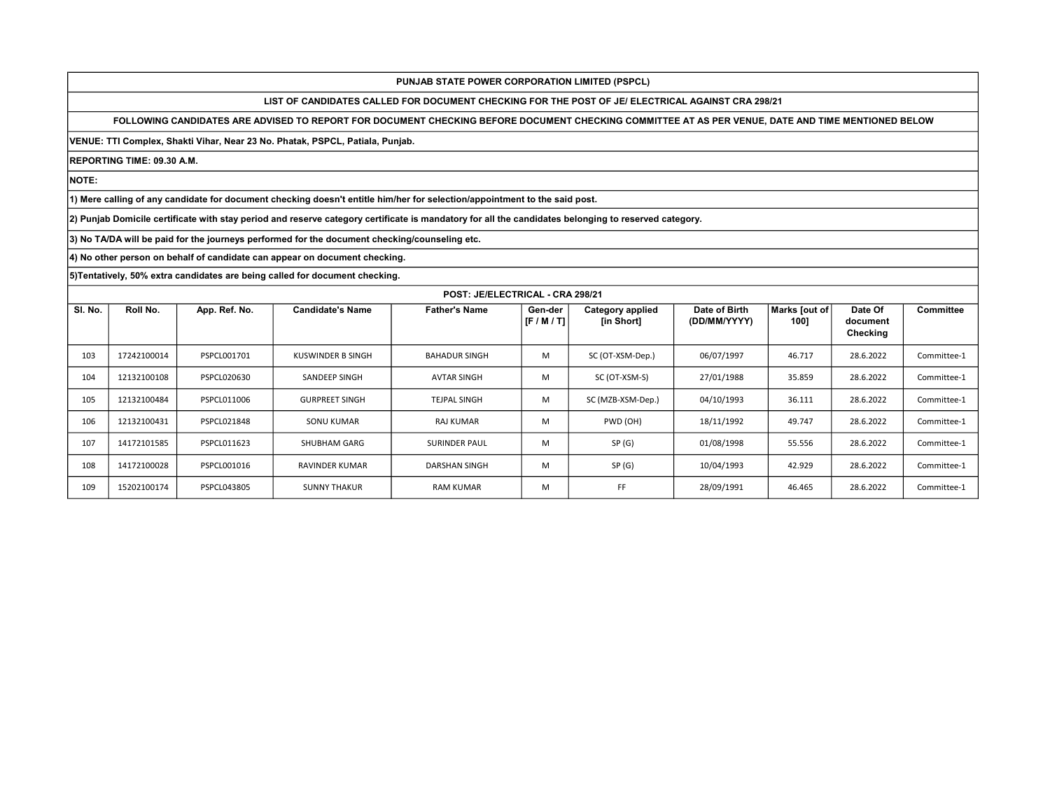**PUNJAB STATE POWER CORPORATION LIMITED (PSPCL)**

**LIST OF CANDIDATES CALLED FOR DOCUMENT CHECKING FOR THE POST OF JE/ ELECTRICAL AGAINST CRA 298/21**

**FOLLOWING CANDIDATES ARE ADVISED TO REPORT FOR DOCUMENT CHECKING BEFORE DOCUMENT CHECKING COMMITTEE AT AS PER VENUE, DATE AND TIME MENTIONED BELOW**

**VENUE: TTI Complex, Shakti Vihar, Near 23 No. Phatak, PSPCL, Patiala, Punjab.**

**REPORTING TIME: 09.30 A.M.**

**NOTE:**

**1) Mere calling of any candidate for document checking doesn't entitle him/her for selection/appointment to the said post.**

**2) Punjab Domicile certificate with stay period and reserve category certificate is mandatory for all the candidates belonging to reserved category.**

**3) No TA/DA will be paid for the journeys performed for the document checking/counseling etc.**

**4) No other person on behalf of candidate can appear on document checking.**

**5)Tentatively, 50% extra candidates are being called for document checking.**

**POST: JE/ELECTRICAL - CRA 298/21**

| Sl. No. | Roll No. | App. Ref. No. | Candidate's Name | Father's Name | Gen-der [F / M / T] | Category applied [in Short] | Date of Birth (DD/MM/YYYY) | Marks [out of 100] | Date Of document Checking | Committee |
|---|---|---|---|---|---|---|---|---|---|---|
| 103 | 17242100014 | PSPCL001701 | KUSWINDER B SINGH | BAHADUR SINGH | M | SC (OT-XSM-Dep.) | 06/07/1997 | 46.717 | 28.6.2022 | Committee-1 |
| 104 | 12132100108 | PSPCL020630 | SANDEEP SINGH | AVTAR SINGH | M | SC (OT-XSM-S) | 27/01/1988 | 35.859 | 28.6.2022 | Committee-1 |
| 105 | 12132100484 | PSPCL011006 | GURPREET SINGH | TEJPAL SINGH | M | SC (MZB-XSM-Dep.) | 04/10/1993 | 36.111 | 28.6.2022 | Committee-1 |
| 106 | 12132100431 | PSPCL021848 | SONU KUMAR | RAJ KUMAR | M | PWD (OH) | 18/11/1992 | 49.747 | 28.6.2022 | Committee-1 |
| 107 | 14172101585 | PSPCL011623 | SHUBHAM GARG | SURINDER PAUL | M | SP (G) | 01/08/1998 | 55.556 | 28.6.2022 | Committee-1 |
| 108 | 14172100028 | PSPCL001016 | RAVINDER KUMAR | DARSHAN SINGH | M | SP (G) | 10/04/1993 | 42.929 | 28.6.2022 | Committee-1 |
| 109 | 15202100174 | PSPCL043805 | SUNNY THAKUR | RAM KUMAR | M | FF | 28/09/1991 | 46.465 | 28.6.2022 | Committee-1 |